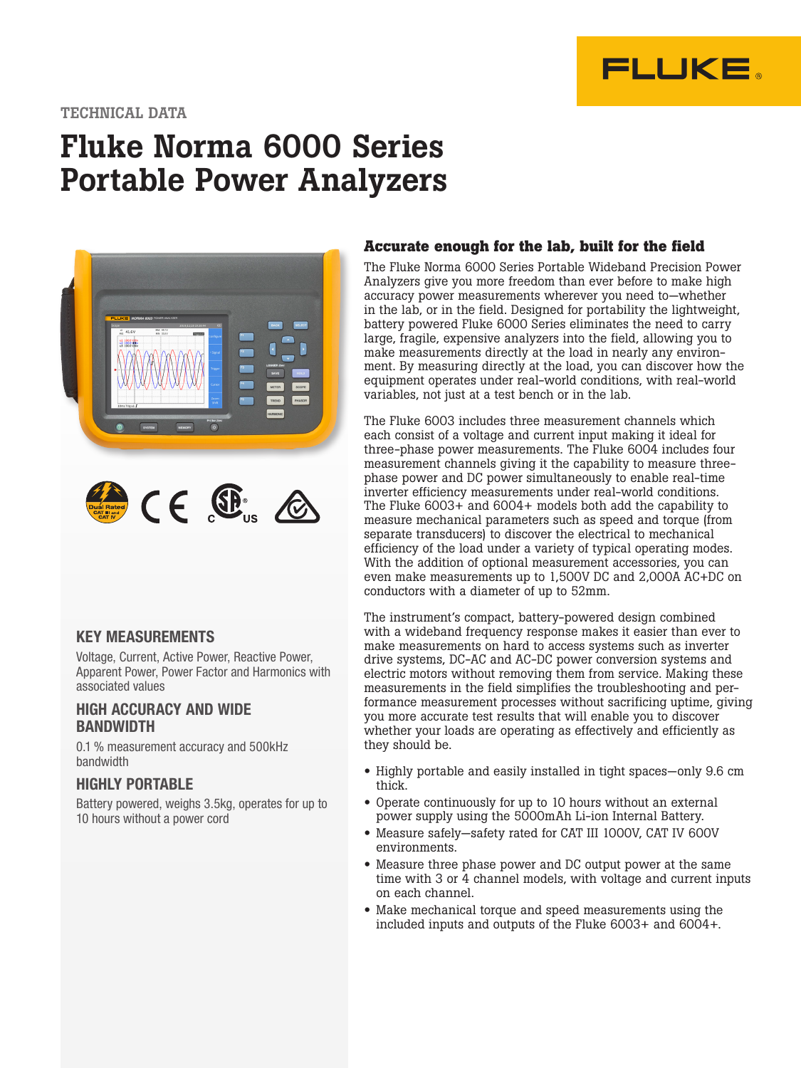TECHNICAL DATA

# Fluke Norma 6000 Series Portable Power Analyzers

## KEY MEASUREMENTS

Voltage, Current, Active Power, Reactive Power, Apparent Power, Power Factor and Harmonics with associated values

## HIGH ACCURACY AND WIDE BANDWIDTH

0.1 % measurement accuracy and 500kHz bandwidth

## HIGHLY PORTABLE

Battery powered, weighs 3.5kg, operates for up to 10 hours without a power cord

## Accurate enough for the lab, built for the field

The Fluke Norma 6000 Series Portable Wideband Precision Power Analyzers give you more freedom than ever before to make high accuracy power measurements wherever you need to—whether in the lab, or in the field. Designed for portability the lightweight, battery powered Fluke 6000 Series eliminates the need to carry large, fragile, expensive analyzers into the field, allowing you to make measurements directly at the load in nearly any environment. By measuring directly at the load, you can discover how the equipment operates under real-world conditions, with real-world variables, not just at a test bench or in the lab.

The Fluke 6003 includes three measurement channels which each consist of a voltage and current input making it ideal for three-phase power measurements. The Fluke 6004 includes four measurement channels giving it the capability to measure three-phase power and DC power simultaneously to enable real-time inverter efficiency measurements under real-world conditions. The Fluke 6003+ and 6004+ models both add the capability to measure mechanical parameters such as speed and torque (from separate transducers) to discover the electrical to mechanical efficiency of the load under a variety of typical operating modes. With the addition of optional measurement accessories, you can even make measurements up to 1,500V DC and 2,000A AC+DC on conductors with a diameter of up to 52mm.

The instrument's compact, battery-powered design combined with a wideband frequency response makes it easier than ever to make measurements on hard to access systems such as inverter drive systems, DC-AC and AC-DC power conversion systems and electric motors without removing them from service. Making these measurements in the field simplifies the troubleshooting and performance measurement processes without sacrificing uptime, giving you more accurate test results that will enable you to discover whether your loads are operating as effectively and efficiently as they should be.

- Highly portable and easily installed in tight spaces—only 9.6 cm thick.
- Operate continuously for up to 10 hours without an external power supply using the 5000mAh Li-ion Internal Battery.
- Measure safely—safety rated for CAT III 1000V, CAT IV 600V environments.
- Measure three phase power and DC output power at the same time with 3 or 4 channel models, with voltage and current inputs on each channel.
- Make mechanical torque and speed measurements using the included inputs and outputs of the Fluke 6003+ and 6004+.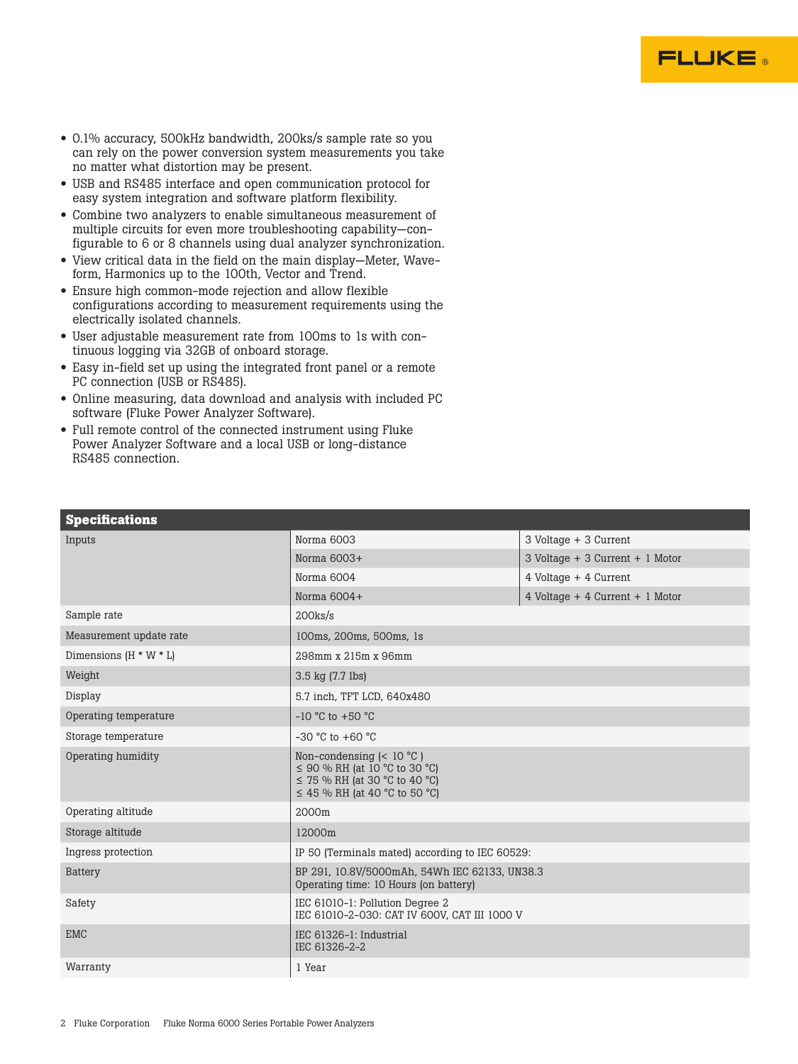- 0.1% accuracy, 500kHz bandwidth, 200ks/s sample rate so you can rely on the power conversion system measurements you take no matter what distortion may be present.
- USB and RS485 interface and open communication protocol for easy system integration and software platform flexibility.
- Combine two analyzers to enable simultaneous measurement of multiple circuits for even more troubleshooting capability—configurable to 6 or 8 channels using dual analyzer synchronization.
- View critical data in the field on the main display—Meter, Waveform, Harmonics up to the 100th, Vector and Trend.
- Ensure high common-mode rejection and allow flexible configurations according to measurement requirements using the electrically isolated channels.
- User adjustable measurement rate from 100ms to 1s with continuous logging via 32GB of onboard storage.
- Easy in-field set up using the integrated front panel or a remote PC connection (USB or RS485).
- Online measuring, data download and analysis with included PC software (Fluke Power Analyzer Software).
- Full remote control of the connected instrument using Fluke Power Analyzer Software and a local USB or long-distance RS485 connection.

| Specifications | | |
|---|---|---|
| Inputs | Norma 6003 | 3 Voltage + 3 Current |
| | Norma 6003+ | 3 Voltage + 3 Current + 1 Motor |
| | Norma 6004 | 4 Voltage + 4 Current |
| | Norma 6004+ | 4 Voltage + 4 Current + 1 Motor |
| Sample rate | 200ks/s | |
| Measurement update rate | 100ms, 200ms, 500ms, 1s | |
| Dimensions (H * W * L) | 298mm x 215m x 96mm | |
| Weight | 3.5 kg (7.7 lbs) | |
| Display | 5.7 inch, TFT LCD, 640x480 | |
| Operating temperature | -10 °C to +50 °C | |
| Storage temperature | -30 °C to +60 °C | |
| Operating humidity | Non-condensing (< 10 °C )<br>≤ 90 % RH (at 10 °C to 30 °C)<br>≤ 75 % RH (at 30 °C to 40 °C)<br>≤ 45 % RH (at 40 °C to 50 °C) | |
| Operating altitude | 2000m | |
| Storage altitude | 12000m | |
| Ingress protection | IP 50 (Terminals mated) according to IEC 60529: | |
| Battery | BP 291, 10.8V/5000mAh, 54Wh IEC 62133, UN38.3<br>Operating time: 10 Hours (on battery) | |
| Safety | IEC 61010-1: Pollution Degree 2<br>IEC 61010-2-030: CAT IV 600V, CAT III 1000 V | |
| EMC | IEC 61326-1: Industrial<br>IEC 61326-2-2 | |
| Warranty | 1 Year | |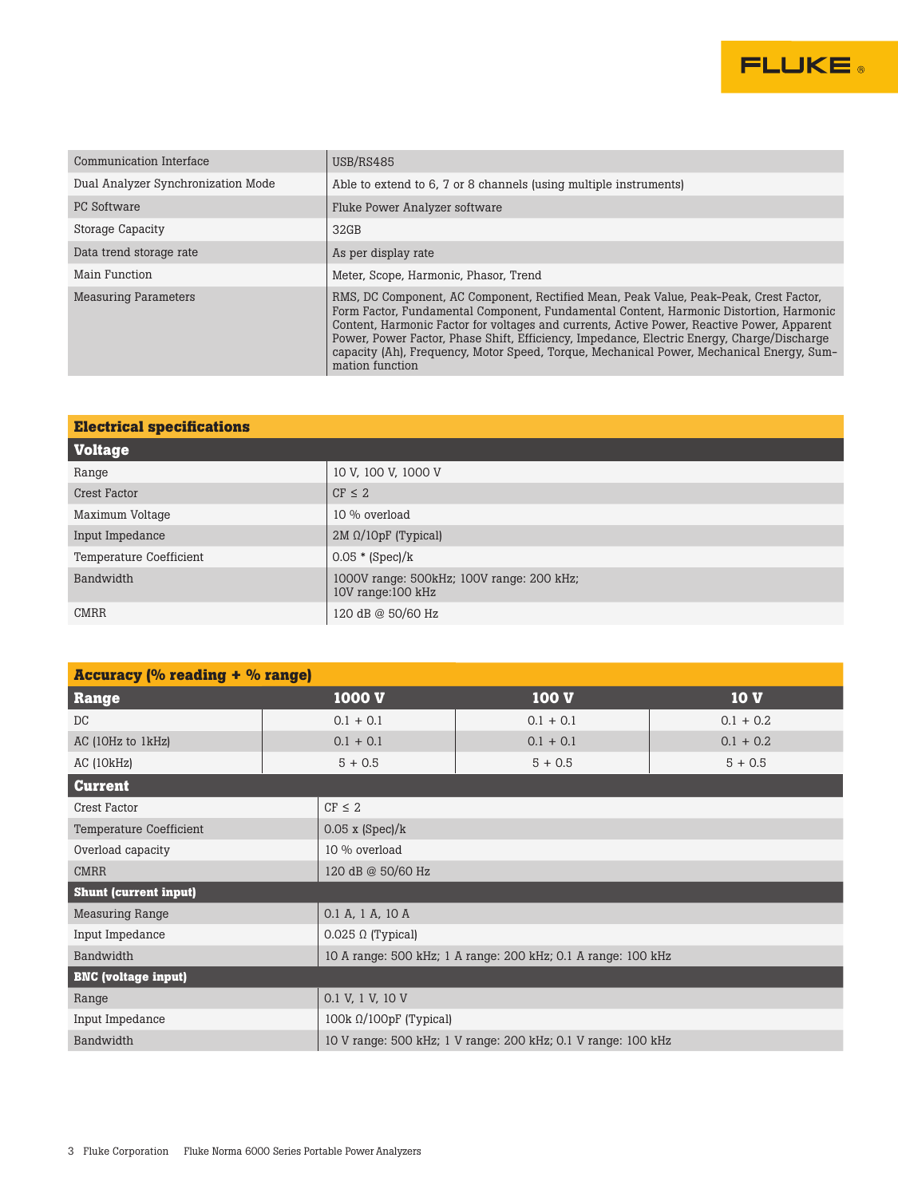| | |
|---|---|
| Communication Interface | USB/RS485 |
| Dual Analyzer Synchronization Mode | Able to extend to 6, 7 or 8 channels (using multiple instruments) |
| PC Software | Fluke Power Analyzer software |
| Storage Capacity | 32GB |
| Data trend storage rate | As per display rate |
| Main Function | Meter, Scope, Harmonic, Phasor, Trend |
| Measuring Parameters | RMS, DC Component, AC Component, Rectified Mean, Peak Value, Peak-Peak, Crest Factor, Form Factor, Fundamental Component, Fundamental Content, Harmonic Distortion, Harmonic Content, Harmonic Factor for voltages and currents, Active Power, Reactive Power, Apparent Power, Power Factor, Phase Shift, Efficiency, Impedance, Electric Energy, Charge/Discharge capacity (Ah), Frequency, Motor Speed, Torque, Mechanical Power, Mechanical Energy, Summation function |

## Electrical specifications

### Voltage

| | |
|---|---|
| Range | 10 V, 100 V, 1000 V |
| Crest Factor | CF ≤ 2 |
| Maximum Voltage | 10 % overload |
| Input Impedance | 2M Ω/10pF (Typical) |
| Temperature Coefficient | 0.05 * (Spec)/k |
| Bandwidth | 1000V range: 500kHz; 100V range: 200 kHz; 10V range:100 kHz |
| CMRR | 120 dB @ 50/60 Hz |

### Accuracy (% reading + % range)

| Range | 1000 V | 100 V | 10 V |
|---|---|---|---|
| DC | 0.1 + 0.1 | 0.1 + 0.1 | 0.1 + 0.2 |
| AC (10Hz to 1kHz) | 0.1 + 0.1 | 0.1 + 0.1 | 0.1 + 0.2 |
| AC (10kHz) | 5 + 0.5 | 5 + 0.5 | 5 + 0.5 |

### Current

| | |
|---|---|
| Crest Factor | CF ≤ 2 |
| Temperature Coefficient | 0.05 x (Spec)/k |
| Overload capacity | 10 % overload |
| CMRR | 120 dB @ 50/60 Hz |

#### Shunt (current input)

| | |
|---|---|
| Measuring Range | 0.1 A, 1 A, 10 A |
| Input Impedance | 0.025 Ω (Typical) |
| Bandwidth | 10 A range: 500 kHz; 1 A range: 200 kHz; 0.1 A range: 100 kHz |

#### BNC (voltage input)

| | |
|---|---|
| Range | 0.1 V, 1 V, 10 V |
| Input Impedance | 100k Ω/100pF (Typical) |
| Bandwidth | 10 V range: 500 kHz; 1 V range: 200 kHz; 0.1 V range: 100 kHz |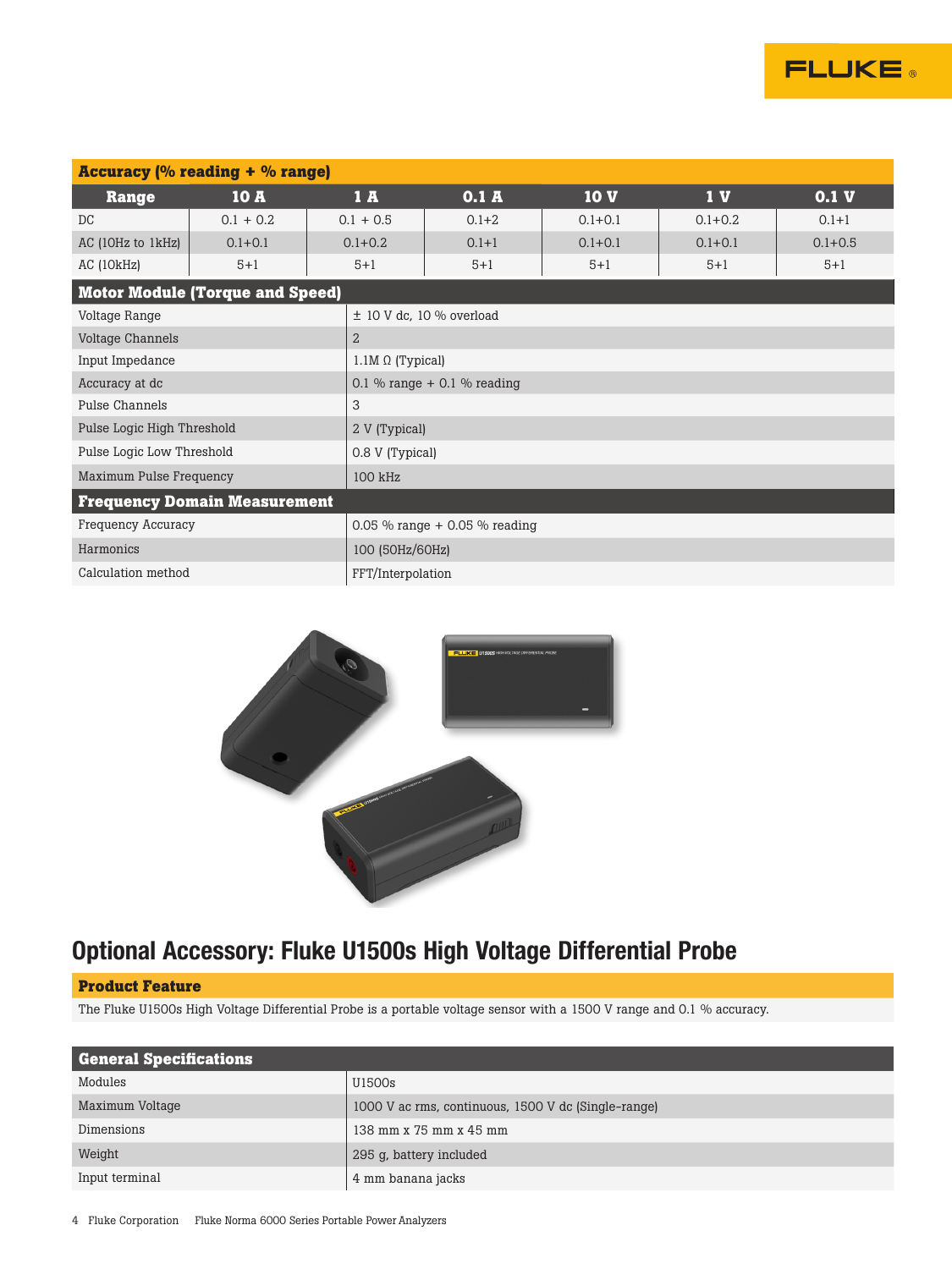| Accuracy (% reading + % range) | | | | | | |
|---|---|---|---|---|---|---|
| **Range** | **10 A** | **1 A** | **0.1 A** | **10 V** | **1 V** | **0.1 V** |
| DC | 0.1 + 0.2 | 0.1 + 0.5 | 0.1+2 | 0.1+0.1 | 0.1+0.2 | 0.1+1 |
| AC (10Hz to 1kHz) | 0.1+0.1 | 0.1+0.2 | 0.1+1 | 0.1+0.1 | 0.1+0.1 | 0.1+0.5 |
| AC (10kHz) | 5+1 | 5+1 | 5+1 | 5+1 | 5+1 | 5+1 |

| Motor Module (Torque and Speed) | |
|---|---|
| Voltage Range | ± 10 V dc, 10 % overload |
| Voltage Channels | 2 |
| Input Impedance | 1.1M Ω (Typical) |
| Accuracy at dc | 0.1 % range + 0.1 % reading |
| Pulse Channels | 3 |
| Pulse Logic High Threshold | 2 V (Typical) |
| Pulse Logic Low Threshold | 0.8 V (Typical) |
| Maximum Pulse Frequency | 100 kHz |

| Frequency Domain Measurement | |
|---|---|
| Frequency Accuracy | 0.05 % range + 0.05 % reading |
| Harmonics | 100 (50Hz/60Hz) |
| Calculation method | FFT/Interpolation |

## Optional Accessory: Fluke U1500s High Voltage Differential Probe

**Product Feature**

The Fluke U1500s High Voltage Differential Probe is a portable voltage sensor with a 1500 V range and 0.1 % accuracy.

| General Specifications | |
|---|---|
| Modules | U1500s |
| Maximum Voltage | 1000 V ac rms, continuous, 1500 V dc (Single-range) |
| Dimensions | 138 mm x 75 mm x 45 mm |
| Weight | 295 g, battery included |
| Input terminal | 4 mm banana jacks |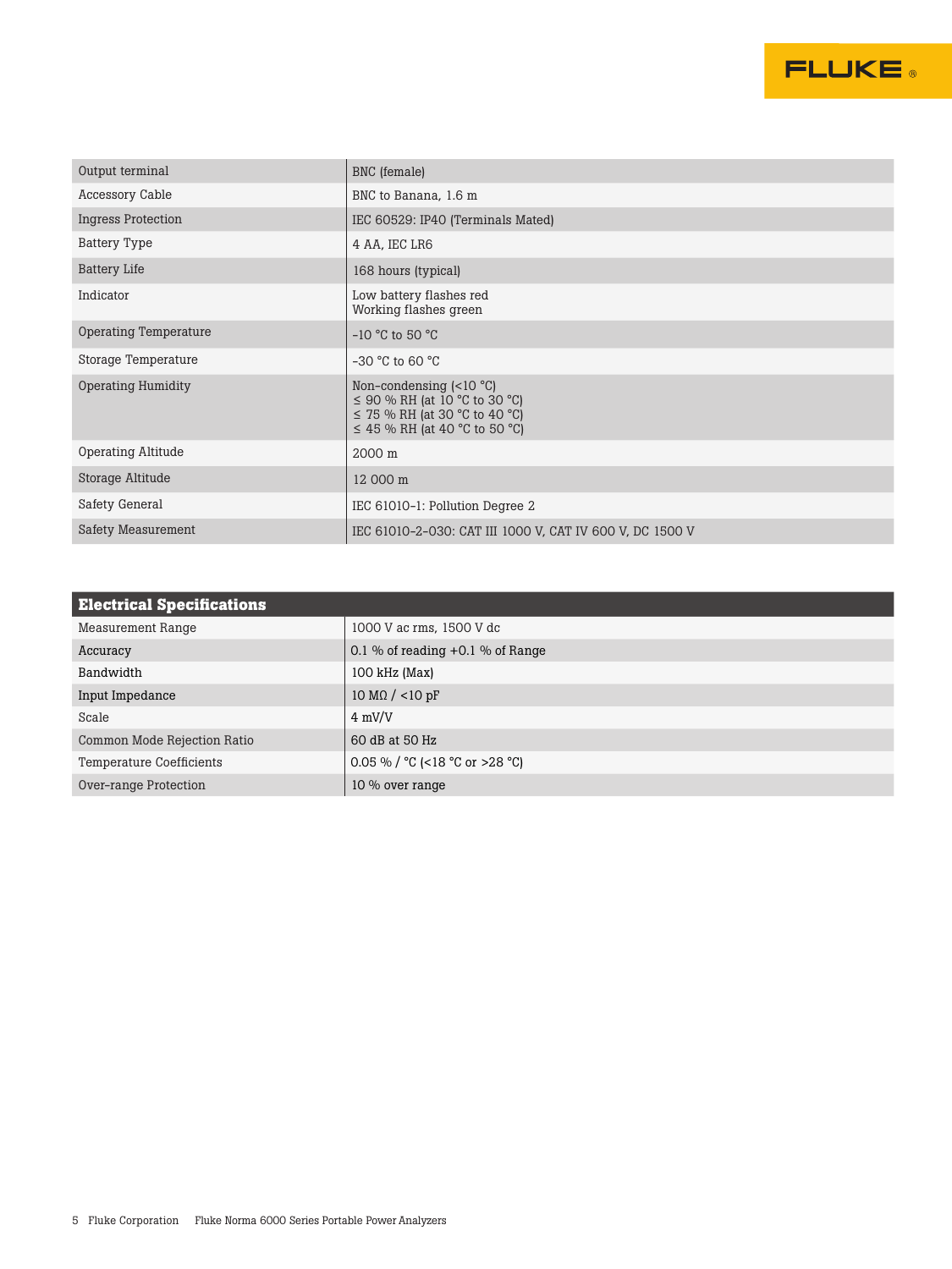| | |
|---|---|
| Output terminal | BNC (female) |
| Accessory Cable | BNC to Banana, 1.6 m |
| Ingress Protection | IEC 60529: IP40 (Terminals Mated) |
| Battery Type | 4 AA, IEC LR6 |
| Battery Life | 168 hours (typical) |
| Indicator | Low battery flashes red<br>Working flashes green |
| Operating Temperature | -10 °C to 50 °C |
| Storage Temperature | -30 °C to 60 °C |
| Operating Humidity | Non-condensing (<10 °C)<br>≤ 90 % RH (at 10 °C to 30 °C)<br>≤ 75 % RH (at 30 °C to 40 °C)<br>≤ 45 % RH (at 40 °C to 50 °C) |
| Operating Altitude | 2000 m |
| Storage Altitude | 12 000 m |
| Safety General | IEC 61010-1: Pollution Degree 2 |
| Safety Measurement | IEC 61010-2-030: CAT III 1000 V, CAT IV 600 V, DC 1500 V |

| **Electrical Specifications** | |
|---|---|
| Measurement Range | 1000 V ac rms, 1500 V dc |
| Accuracy | 0.1 % of reading +0.1 % of Range |
| Bandwidth | 100 kHz (Max) |
| Input Impedance | 10 MΩ / <10 pF |
| Scale | 4 mV/V |
| Common Mode Rejection Ratio | 60 dB at 50 Hz |
| Temperature Coefficients | 0.05 % / °C (<18 °C or >28 °C) |
| Over-range Protection | 10 % over range |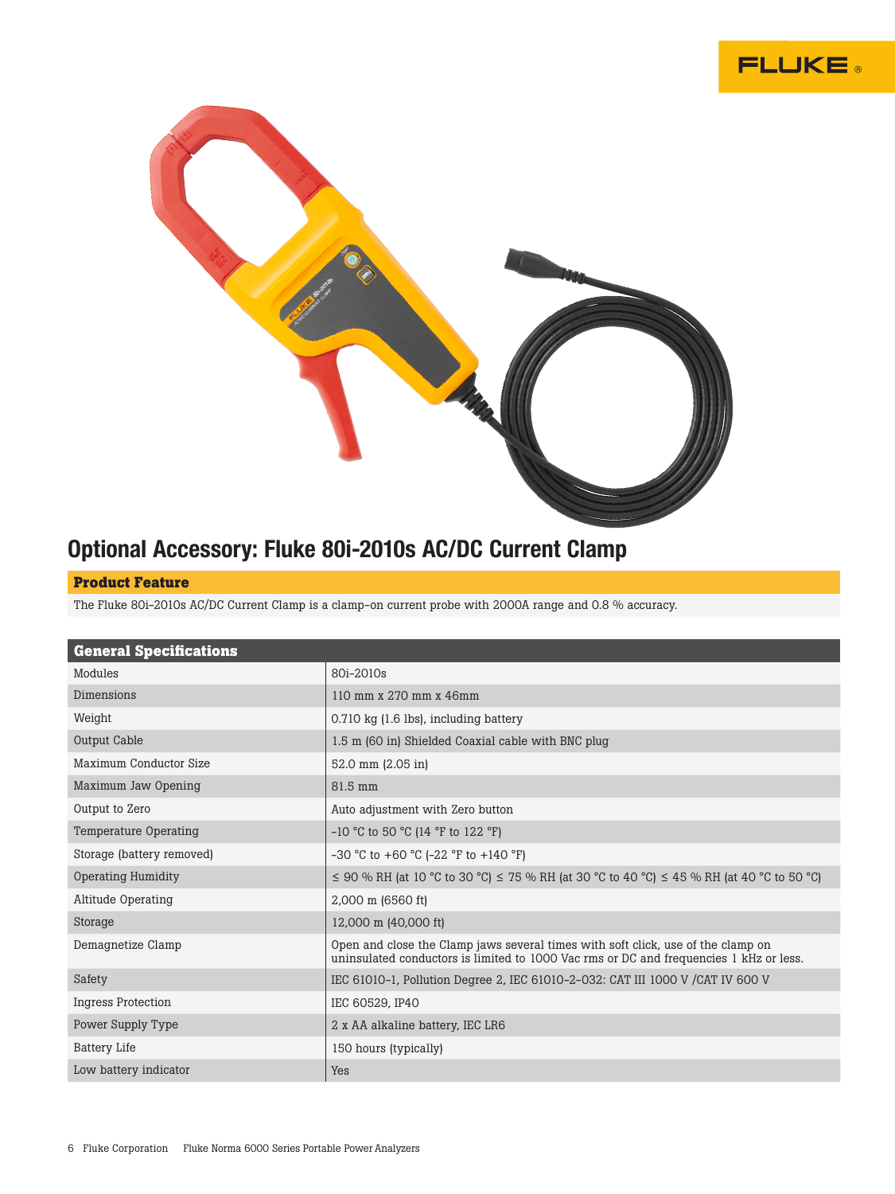## Optional Accessory: Fluke 80i-2010s AC/DC Current Clamp

### Product Feature

The Fluke 80i-2010s AC/DC Current Clamp is a clamp-on current probe with 2000A range and 0.8 % accuracy.

| General Specifications | |
|---|---|
| Modules | 80i-2010s |
| Dimensions | 110 mm x 270 mm x 46mm |
| Weight | 0.710 kg (1.6 lbs), including battery |
| Output Cable | 1.5 m (60 in) Shielded Coaxial cable with BNC plug |
| Maximum Conductor Size | 52.0 mm (2.05 in) |
| Maximum Jaw Opening | 81.5 mm |
| Output to Zero | Auto adjustment with Zero button |
| Temperature Operating | -10 °C to 50 °C (14 °F to 122 °F) |
| Storage (battery removed) | -30 °C to +60 °C (-22 °F to +140 °F) |
| Operating Humidity | ≤ 90 % RH (at 10 °C to 30 °C) ≤ 75 % RH (at 30 °C to 40 °C) ≤ 45 % RH (at 40 °C to 50 °C) |
| Altitude Operating | 2,000 m (6560 ft) |
| Storage | 12,000 m (40,000 ft) |
| Demagnetize Clamp | Open and close the Clamp jaws several times with soft click, use of the clamp on uninsulated conductors is limited to 1000 Vac rms or DC and frequencies 1 kHz or less. |
| Safety | IEC 61010-1, Pollution Degree 2, IEC 61010-2-032: CAT III 1000 V /CAT IV 600 V |
| Ingress Protection | IEC 60529, IP40 |
| Power Supply Type | 2 x AA alkaline battery, IEC LR6 |
| Battery Life | 150 hours (typically) |
| Low battery indicator | Yes |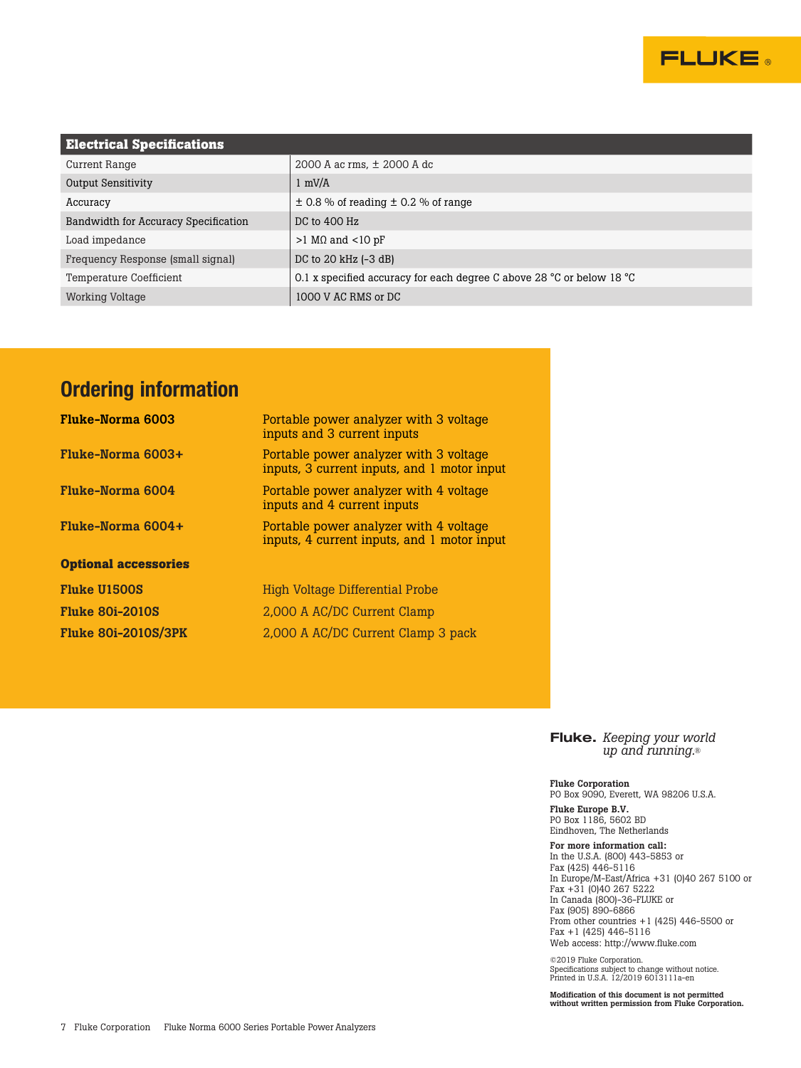| Electrical Specifications | |
|---|---|
| Current Range | 2000 A ac rms, ± 2000 A dc |
| Output Sensitivity | 1 mV/A |
| Accuracy | ± 0.8 % of reading ± 0.2 % of range |
| Bandwidth for Accuracy Specification | DC to 400 Hz |
| Load impedance | >1 MΩ and <10 pF |
| Frequency Response (small signal) | DC to 20 kHz (-3 dB) |
| Temperature Coefficient | 0.1 x specified accuracy for each degree C above 28 °C or below 18 °C |
| Working Voltage | 1000 V AC RMS or DC |

## Ordering information

**Fluke-Norma 6003** Portable power analyzer with 3 voltage inputs and 3 current inputs

**Fluke-Norma 6003+** Portable power analyzer with 3 voltage inputs, 3 current inputs, and 1 motor input

**Fluke-Norma 6004** Portable power analyzer with 4 voltage inputs and 4 current inputs

**Fluke-Norma 6004+** Portable power analyzer with 4 voltage inputs, 4 current inputs, and 1 motor input

**Optional accessories**

**Fluke U1500S** High Voltage Differential Probe

**Fluke 80i-2010S** 2,000 A AC/DC Current Clamp

**Fluke 80i-2010S/3PK** 2,000 A AC/DC Current Clamp 3 pack

**Fluke.** *Keeping your world up and running.®*

**Fluke Corporation**
PO Box 9090, Everett, WA 98206 U.S.A.

**Fluke Europe B.V.**
PO Box 1186, 5602 BD
Eindhoven, The Netherlands

**For more information call:**
In the U.S.A. (800) 443-5853 or
Fax (425) 446-5116
In Europe/M-East/Africa +31 (0)40 267 5100 or
Fax +31 (0)40 267 5222
In Canada (800)-36-FLUKE or
Fax (905) 890-6866
From other countries +1 (425) 446-5500 or
Fax +1 (425) 446-5116
Web access: http://www.fluke.com

©2019 Fluke Corporation.
Specifications subject to change without notice.
Printed in U.S.A. 12/2019 6013111a-en

**Modification of this document is not permitted without written permission from Fluke Corporation.**